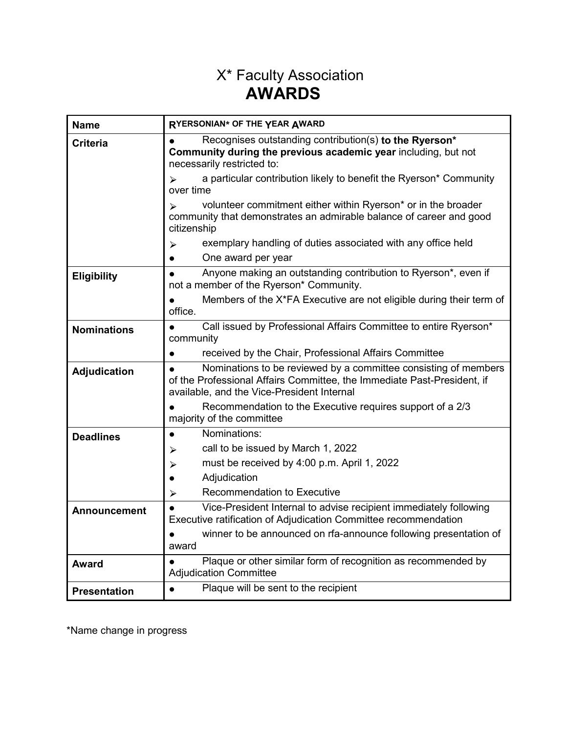# X* Faculty Association
# AWARDS

| Name | RYERSONIAN* OF THE YEAR AWARD |
|---|---|
| **Criteria** | ● Recognises outstanding contribution(s) **to the Ryerson* Community during the previous academic year** including, but not necessarily restricted to:<br>➢ a particular contribution likely to benefit the Ryerson* Community over time<br>➢ volunteer commitment either within Ryerson* or in the broader community that demonstrates an admirable balance of career and good citizenship<br>➢ exemplary handling of duties associated with any office held<br>● One award per year |
| **Eligibility** | ● Anyone making an outstanding contribution to Ryerson*, even if not a member of the Ryerson* Community.<br>● Members of the X*FA Executive are not eligible during their term of office. |
| **Nominations** | ● Call issued by Professional Affairs Committee to entire Ryerson* community<br>● received by the Chair, Professional Affairs Committee |
| **Adjudication** | ● Nominations to be reviewed by a committee consisting of members of the Professional Affairs Committee, the Immediate Past-President, if available, and the Vice-President Internal<br>● Recommendation to the Executive requires support of a 2/3 majority of the committee |
| **Deadlines** | ● Nominations:<br>➢ call to be issued by March 1, 2022<br>➢ must be received by 4:00 p.m. April 1, 2022<br>● Adjudication<br>➢ Recommendation to Executive |
| **Announcement** | ● Vice-President Internal to advise recipient immediately following Executive ratification of Adjudication Committee recommendation<br>● winner to be announced on rfa-announce following presentation of award |
| **Award** | ● Plaque or other similar form of recognition as recommended by Adjudication Committee |
| **Presentation** | ● Plaque will be sent to the recipient |

*Name change in progress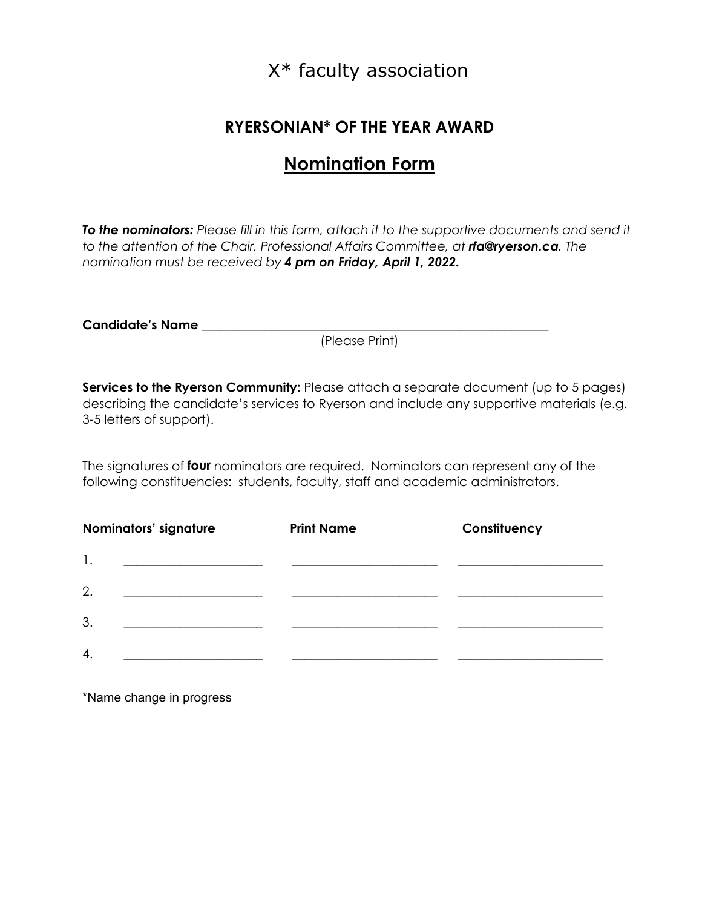# X* faculty association

## RYERSONIAN* OF THE YEAR AWARD

## Nomination Form

***To the nominators:*** *Please fill in this form, attach it to the supportive documents and send it to the attention of the Chair, Professional Affairs Committee, at* ***rfa@ryerson.ca****. The nomination must be received by* ***4 pm on Friday, April 1, 2022.***

**Candidate's Name** ______________________________________________________
(Please Print)

**Services to the Ryerson Community:** Please attach a separate document (up to 5 pages) describing the candidate's services to Ryerson and include any supportive materials (e.g. 3-5 letters of support).

The signatures of **four** nominators are required. Nominators can represent any of the following constituencies: students, faculty, staff and academic administrators.

| | Nominators' signature | Print Name | Constituency |
|---|---|---|---|
| 1. | ____________________ | ____________________ | ____________________ |
| 2. | ____________________ | ____________________ | ____________________ |
| 3. | ____________________ | ____________________ | ____________________ |
| 4. | ____________________ | ____________________ | ____________________ |

*Name change in progress